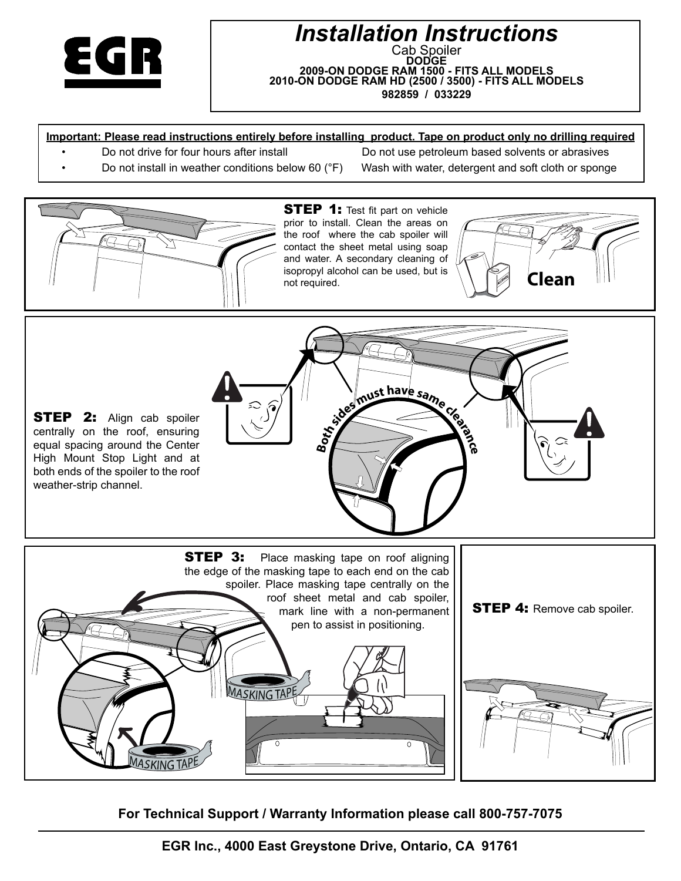EGR

# Installation Instructions

Cab Spoiler
**DODGE**
**2009-ON DODGE RAM 1500 - FITS ALL MODELS**
**2010-ON DODGE RAM HD (2500 / 3500) - FITS ALL MODELS**
**982859 / 033229**

**Important: Please read instructions entirely before installing product. Tape on product only no drilling required**

- Do not drive for four hours after install
- Do not install in weather conditions below 60 (°F)
- Do not use petroleum based solvents or abrasives
- Wash with water, detergent and soft cloth or sponge

**STEP 1:** Test fit part on vehicle prior to install. Clean the areas on the roof where the cab spoiler will contact the sheet metal using soap and water. A secondary cleaning of isopropyl alcohol can be used, but is not required.

Clean

**STEP 2:** Align cab spoiler centrally on the roof, ensuring equal spacing around the Center High Mount Stop Light and at both ends of the spoiler to the roof weather-strip channel.

Both sides must have same clearance

**STEP 3:** Place masking tape on roof aligning the edge of the masking tape to each end on the cab spoiler. Place masking tape centrally on the roof sheet metal and cab spoiler, mark line with a non-permanent pen to assist in positioning.

MASKING TAPE

**STEP 4:** Remove cab spoiler.

**For Technical Support / Warranty Information please call 800-757-7075**

**EGR Inc., 4000 East Greystone Drive, Ontario, CA 91761**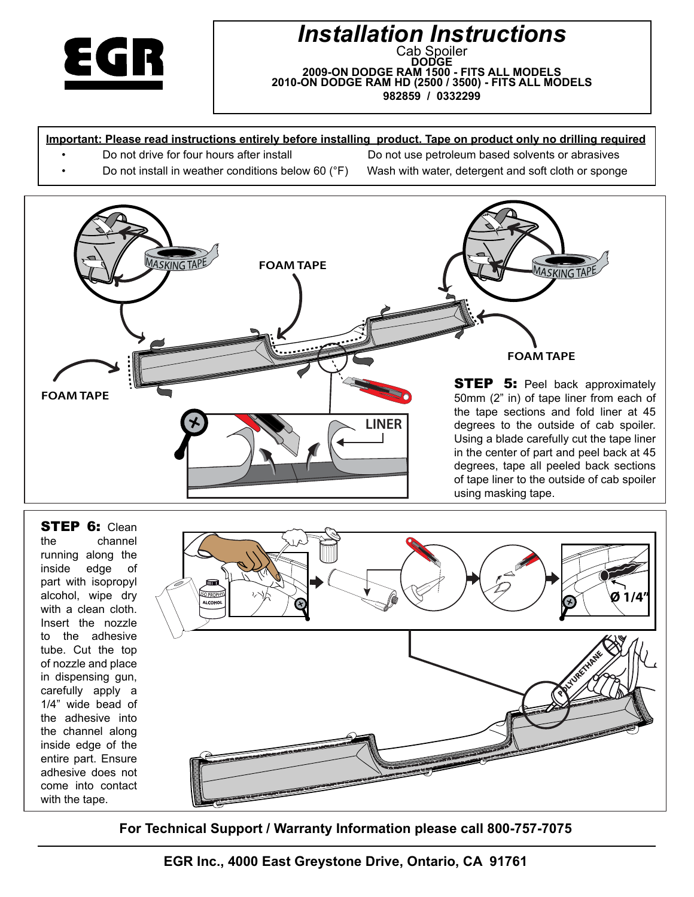# Installation Instructions

Cab Spoiler
**DODGE**
**2009-ON DODGE RAM 1500 - FITS ALL MODELS**
**2010-ON DODGE RAM HD (2500 / 3500) - FITS ALL MODELS**
**982859 / 0332299**

**Important: Please read instructions entirely before installing product. Tape on product only no drilling required**

- Do not drive for four hours after install
- Do not install in weather conditions below 60 (°F)
- Do not use petroleum based solvents or abrasives
- Wash with water, detergent and soft cloth or sponge

MASKING TAPE

FOAM TAPE

LINER

**STEP 5:** Peel back approximately 50mm (2" in) of tape liner from each of the tape sections and fold liner at 45 degrees to the outside of cab spoiler. Using a blade carefully cut the tape liner in the center of part and peel back at 45 degrees, tape all peeled back sections of tape liner to the outside of cab spoiler using masking tape.

**STEP 6:** Clean the channel running along the inside edge of part with isopropyl alcohol, wipe dry with a clean cloth. Insert the nozzle to the adhesive tube. Cut the top of nozzle and place in dispensing gun, carefully apply a 1/4" wide bead of the adhesive into the channel along inside edge of the entire part. Ensure adhesive does not come into contact with the tape.

ISO PROPYL ALCOHOL

Ø 1/4"

POLYURETHANE

**For Technical Support / Warranty Information please call 800-757-7075**

**EGR Inc., 4000 East Greystone Drive, Ontario, CA 91761**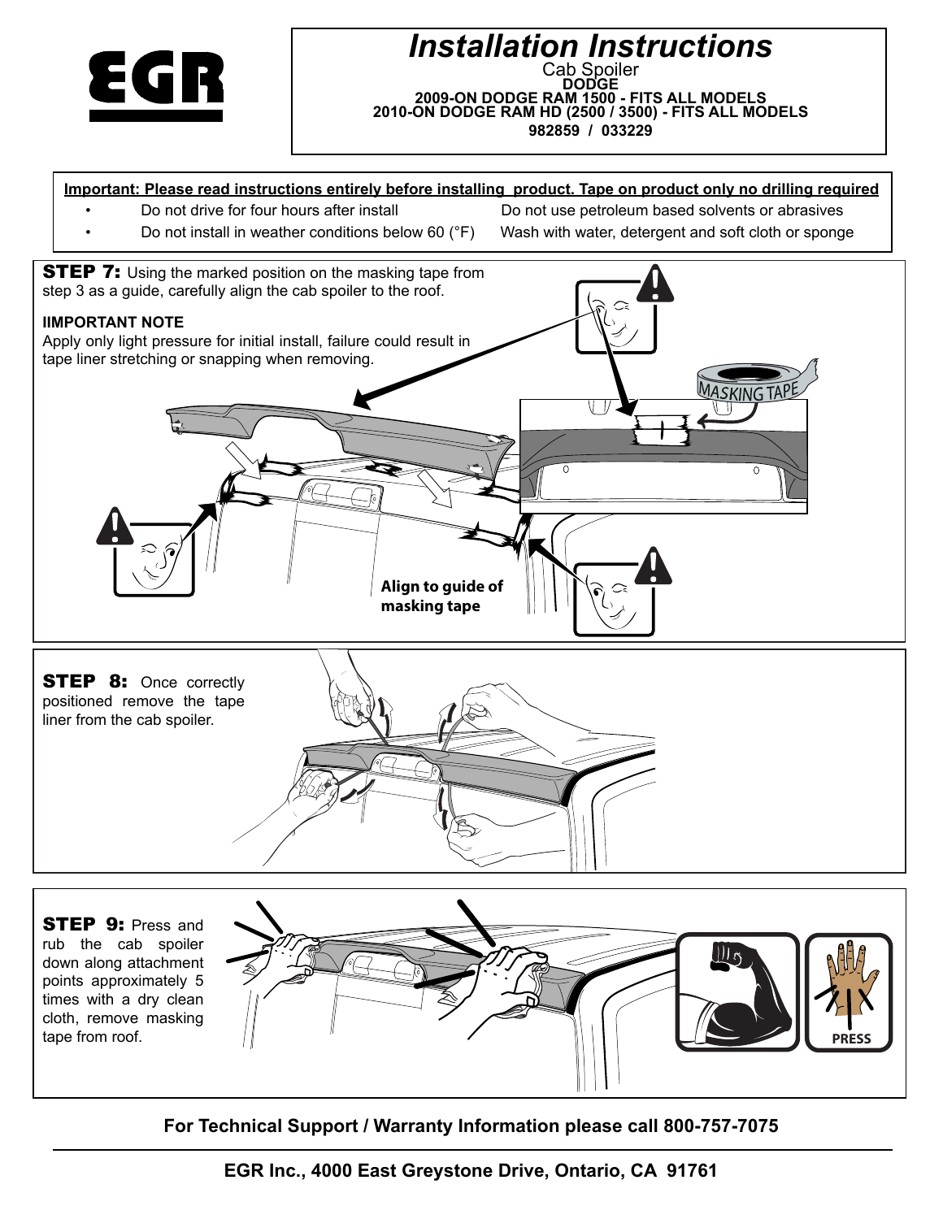EGR

# Installation Instructions

Cab Spoiler
**DODGE**
**2009-ON DODGE RAM 1500 - FITS ALL MODELS**
**2010-ON DODGE RAM HD (2500 / 3500) - FITS ALL MODELS**
**982859 / 033229**

**Important: Please read instructions entirely before installing product. Tape on product only no drilling required**

- Do not drive for four hours after install
- Do not install in weather conditions below 60 (°F)
- Do not use petroleum based solvents or abrasives
- Wash with water, detergent and soft cloth or sponge

**STEP 7:** Using the marked position on the masking tape from step 3 as a guide, carefully align the cab spoiler to the roof.

**IIMPORTANT NOTE**
Apply only light pressure for initial install, failure could result in tape liner stretching or snapping when removing.

MASKING TAPE

**Align to guide of masking tape**

**STEP 8:** Once correctly positioned remove the tape liner from the cab spoiler.

**STEP 9:** Press and rub the cab spoiler down along attachment points approximately 5 times with a dry clean cloth, remove masking tape from roof.

PRESS

**For Technical Support / Warranty Information please call 800-757-7075**

**EGR Inc., 4000 East Greystone Drive, Ontario, CA 91761**